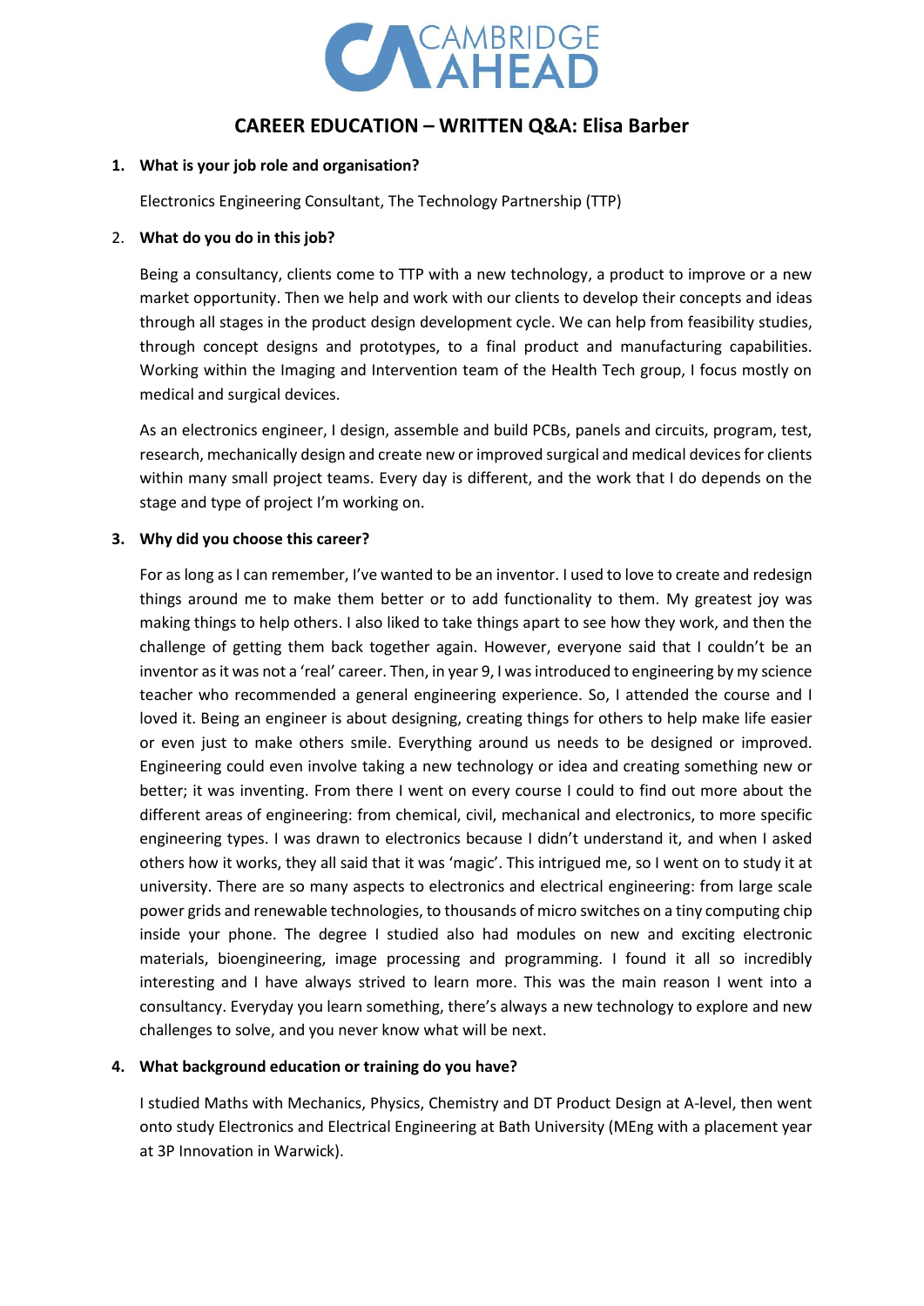CAMBRIDGE AHEAD

## CAREER EDUCATION – WRITTEN Q&A: Elisa Barber

**1. What is your job role and organisation?**

Electronics Engineering Consultant, The Technology Partnership (TTP)

**2. What do you do in this job?**

Being a consultancy, clients come to TTP with a new technology, a product to improve or a new market opportunity. Then we help and work with our clients to develop their concepts and ideas through all stages in the product design development cycle. We can help from feasibility studies, through concept designs and prototypes, to a final product and manufacturing capabilities. Working within the Imaging and Intervention team of the Health Tech group, I focus mostly on medical and surgical devices.

As an electronics engineer, I design, assemble and build PCBs, panels and circuits, program, test, research, mechanically design and create new or improved surgical and medical devices for clients within many small project teams. Every day is different, and the work that I do depends on the stage and type of project I'm working on.

**3. Why did you choose this career?**

For as long as I can remember, I've wanted to be an inventor. I used to love to create and redesign things around me to make them better or to add functionality to them. My greatest joy was making things to help others. I also liked to take things apart to see how they work, and then the challenge of getting them back together again. However, everyone said that I couldn't be an inventor as it was not a 'real' career. Then, in year 9, I was introduced to engineering by my science teacher who recommended a general engineering experience. So, I attended the course and I loved it. Being an engineer is about designing, creating things for others to help make life easier or even just to make others smile. Everything around us needs to be designed or improved. Engineering could even involve taking a new technology or idea and creating something new or better; it was inventing. From there I went on every course I could to find out more about the different areas of engineering: from chemical, civil, mechanical and electronics, to more specific engineering types. I was drawn to electronics because I didn't understand it, and when I asked others how it works, they all said that it was 'magic'. This intrigued me, so I went on to study it at university. There are so many aspects to electronics and electrical engineering: from large scale power grids and renewable technologies, to thousands of micro switches on a tiny computing chip inside your phone. The degree I studied also had modules on new and exciting electronic materials, bioengineering, image processing and programming. I found it all so incredibly interesting and I have always strived to learn more. This was the main reason I went into a consultancy. Everyday you learn something, there's always a new technology to explore and new challenges to solve, and you never know what will be next.

**4. What background education or training do you have?**

I studied Maths with Mechanics, Physics, Chemistry and DT Product Design at A-level, then went onto study Electronics and Electrical Engineering at Bath University (MEng with a placement year at 3P Innovation in Warwick).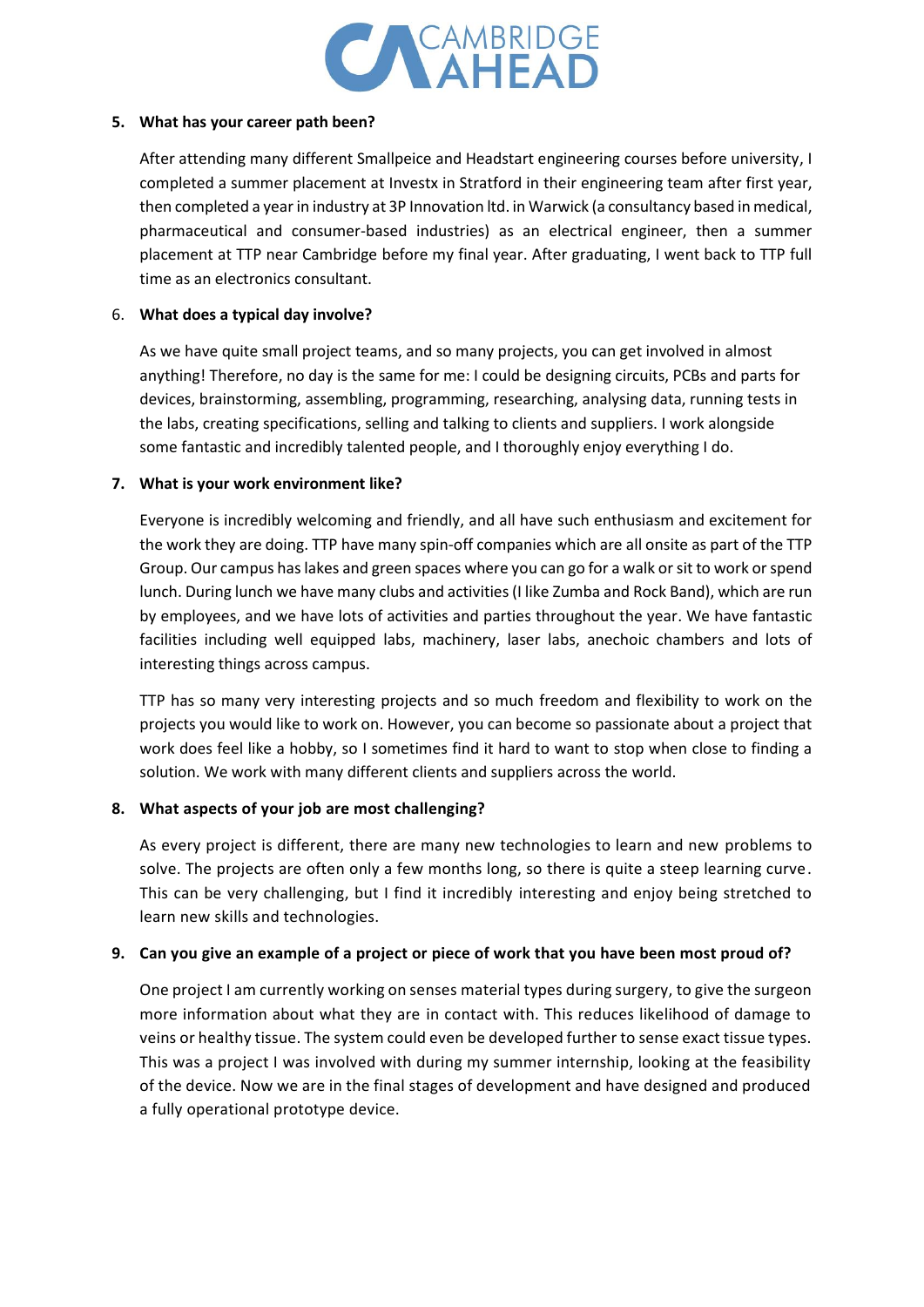**5. What has your career path been?**

After attending many different Smallpeice and Headstart engineering courses before university, I completed a summer placement at Investx in Stratford in their engineering team after first year, then completed a year in industry at 3P Innovation ltd. in Warwick (a consultancy based in medical, pharmaceutical and consumer-based industries) as an electrical engineer, then a summer placement at TTP near Cambridge before my final year. After graduating, I went back to TTP full time as an electronics consultant.

**6. What does a typical day involve?**

As we have quite small project teams, and so many projects, you can get involved in almost anything! Therefore, no day is the same for me: I could be designing circuits, PCBs and parts for devices, brainstorming, assembling, programming, researching, analysing data, running tests in the labs, creating specifications, selling and talking to clients and suppliers. I work alongside some fantastic and incredibly talented people, and I thoroughly enjoy everything I do.

**7. What is your work environment like?**

Everyone is incredibly welcoming and friendly, and all have such enthusiasm and excitement for the work they are doing. TTP have many spin-off companies which are all onsite as part of the TTP Group. Our campus has lakes and green spaces where you can go for a walk or sit to work or spend lunch. During lunch we have many clubs and activities (I like Zumba and Rock Band), which are run by employees, and we have lots of activities and parties throughout the year. We have fantastic facilities including well equipped labs, machinery, laser labs, anechoic chambers and lots of interesting things across campus.

TTP has so many very interesting projects and so much freedom and flexibility to work on the projects you would like to work on. However, you can become so passionate about a project that work does feel like a hobby, so I sometimes find it hard to want to stop when close to finding a solution. We work with many different clients and suppliers across the world.

**8. What aspects of your job are most challenging?**

As every project is different, there are many new technologies to learn and new problems to solve. The projects are often only a few months long, so there is quite a steep learning curve. This can be very challenging, but I find it incredibly interesting and enjoy being stretched to learn new skills and technologies.

**9. Can you give an example of a project or piece of work that you have been most proud of?**

One project I am currently working on senses material types during surgery, to give the surgeon more information about what they are in contact with. This reduces likelihood of damage to veins or healthy tissue. The system could even be developed further to sense exact tissue types. This was a project I was involved with during my summer internship, looking at the feasibility of the device. Now we are in the final stages of development and have designed and produced a fully operational prototype device.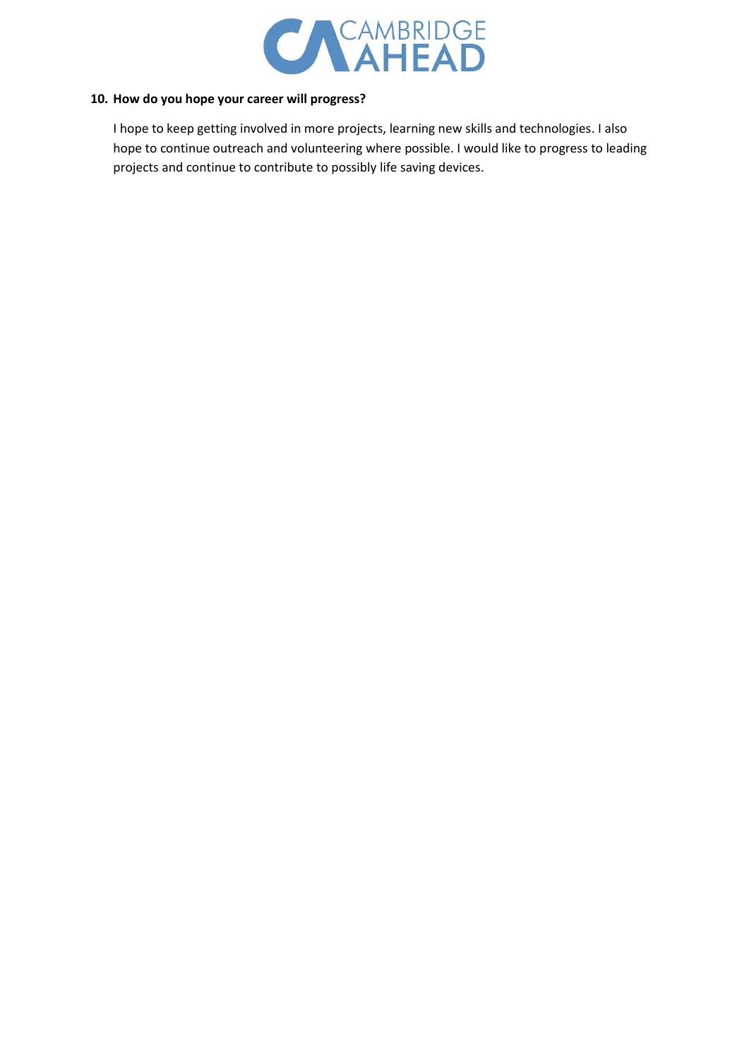**10. How do you hope your career will progress?**

I hope to keep getting involved in more projects, learning new skills and technologies. I also hope to continue outreach and volunteering where possible. I would like to progress to leading projects and continue to contribute to possibly life saving devices.